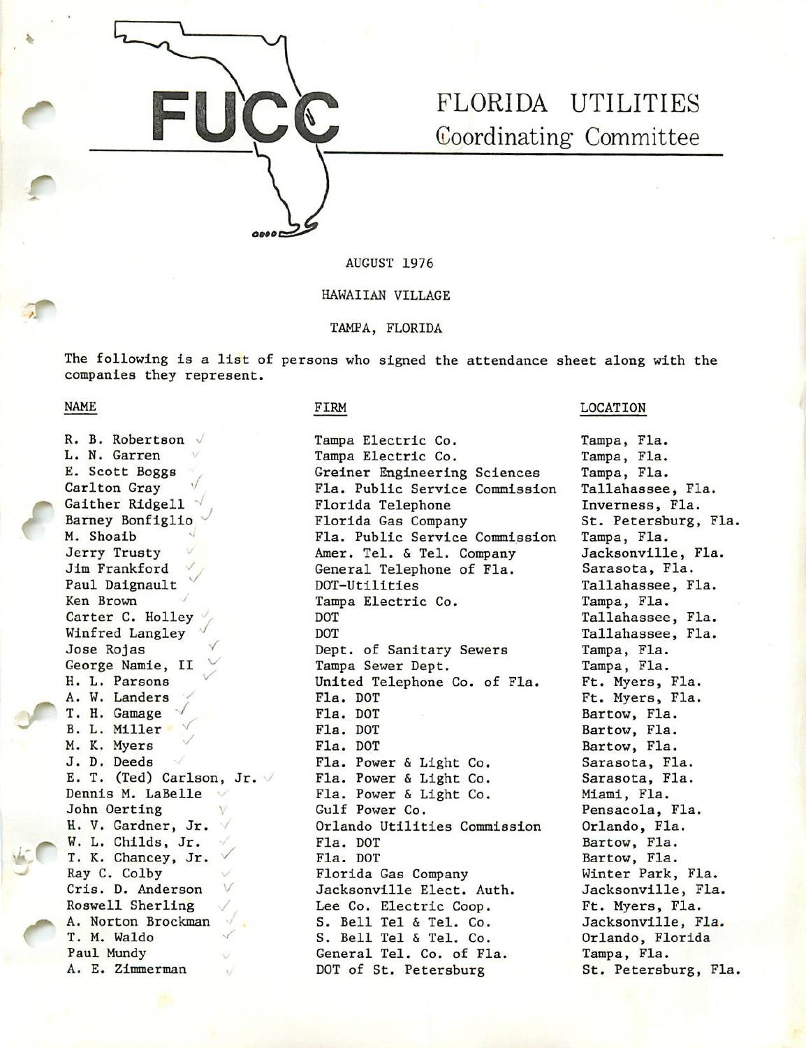# FUCC

# FLORIDA UTILITIES Coordinating Committee

AUGUST 1976

HAWAIIAN VILLAGE

TAMPA, FLORIDA

The following is a list of persons who signed the attendance sheet along with the companies they represent.

| NAME | FIRM | LOCATION |
|---|---|---|
| R. B. Robertson | Tampa Electric Co. | Tampa, Fla. |
| L. N. Garren | Tampa Electric Co. | Tampa, Fla. |
| E. Scott Boggs | Greiner Engineering Sciences | Tampa, Fla. |
| Carlton Gray | Fla. Public Service Commission | Tallahassee, Fla. |
| Gaither Ridgell | Florida Telephone | Inverness, Fla. |
| Barney Bonfiglio | Florida Gas Company | St. Petersburg, Fla. |
| M. Shoaib | Fla. Public Service Commission | Tampa, Fla. |
| Jerry Trusty | Amer. Tel. & Tel. Company | Jacksonville, Fla. |
| Jim Frankford | General Telephone of Fla. | Sarasota, Fla. |
| Paul Daignault | DOT-Utilities | Tallahassee, Fla. |
| Ken Brown | Tampa Electric Co. | Tampa, Fla. |
| Carter C. Holley | DOT | Tallahassee, Fla. |
| Winfred Langley | DOT | Tallahassee, Fla. |
| Jose Rojas | Dept. of Sanitary Sewers | Tampa, Fla. |
| George Namie, II | Tampa Sewer Dept. | Tampa, Fla. |
| H. L. Parsons | United Telephone Co. of Fla. | Ft. Myers, Fla. |
| A. W. Landers | Fla. DOT | Ft. Myers, Fla. |
| T. H. Gamage | Fla. DOT | Bartow, Fla. |
| B. L. Miller | Fla. DOT | Bartow, Fla. |
| M. K. Myers | Fla. DOT | Bartow, Fla. |
| J. D. Deeds | Fla. Power & Light Co. | Sarasota, Fla. |
| E. T. (Ted) Carlson, Jr. | Fla. Power & Light Co. | Sarasota, Fla. |
| Dennis M. LaBelle | Fla. Power & Light Co. | Miami, Fla. |
| John Oerting | Gulf Power Co. | Pensacola, Fla. |
| H. V. Gardner, Jr. | Orlando Utilities Commission | Orlando, Fla. |
| W. L. Childs, Jr. | Fla. DOT | Bartow, Fla. |
| T. K. Chancey, Jr. | Fla. DOT | Bartow, Fla. |
| Ray C. Colby | Florida Gas Company | Winter Park, Fla. |
| Cris. D. Anderson | Jacksonville Elect. Auth. | Jacksonville, Fla. |
| Roswell Sherling | Lee Co. Electric Coop. | Ft. Myers, Fla. |
| A. Norton Brockman | S. Bell Tel & Tel. Co. | Jacksonville, Fla. |
| T. M. Waldo | S. Bell Tel & Tel. Co. | Orlando, Florida |
| Paul Mundy | General Tel. Co. of Fla. | Tampa, Fla. |
| A. E. Zimmerman | DOT of St. Petersburg | St. Petersburg, Fla. |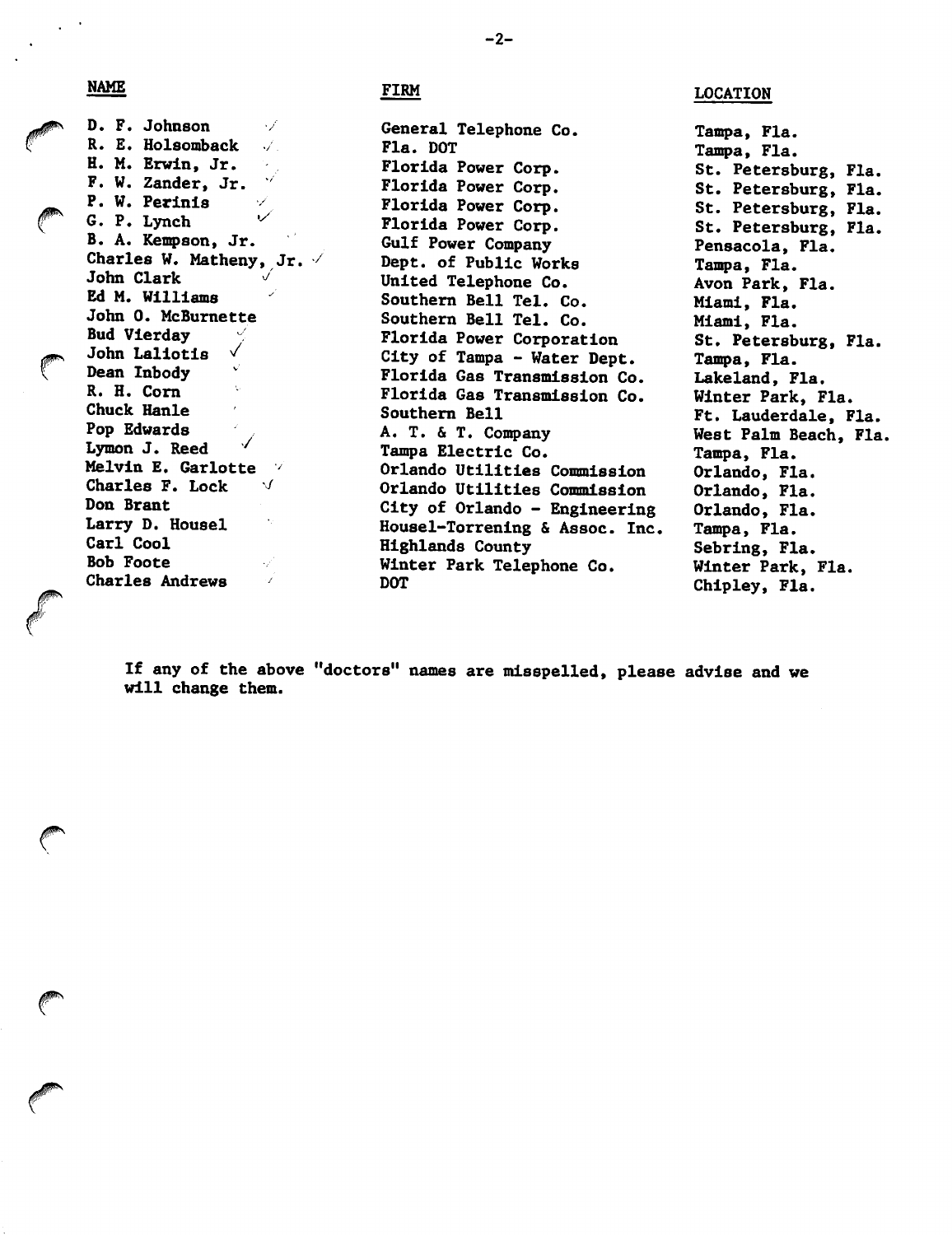| NAME | FIRM | LOCATION |
|---|---|---|
| D. F. Johnson | General Telephone Co. | Tampa, Fla. |
| R. E. Holsomback | Fla. DOT | Tampa, Fla. |
| H. M. Erwin, Jr. | Florida Power Corp. | St. Petersburg, Fla. |
| F. W. Zander, Jr. | Florida Power Corp. | St. Petersburg, Fla. |
| P. W. Perinis | Florida Power Corp. | St. Petersburg, Fla. |
| G. P. Lynch | Florida Power Corp. | St. Petersburg, Fla. |
| B. A. Kempson, Jr. | Gulf Power Company | Pensacola, Fla. |
| Charles W. Matheny, Jr. | Dept. of Public Works | Tampa, Fla. |
| John Clark | United Telephone Co. | Avon Park, Fla. |
| Ed M. Williams | Southern Bell Tel. Co. | Miami, Fla. |
| John O. McBurnette | Southern Bell Tel. Co. | Miami, Fla. |
| Bud Vierday | Florida Power Corporation | St. Petersburg, Fla. |
| John Laliotis | City of Tampa - Water Dept. | Tampa, Fla. |
| Dean Inbody | Florida Gas Transmission Co. | Lakeland, Fla. |
| R. H. Corn | Florida Gas Transmission Co. | Winter Park, Fla. |
| Chuck Hanle | Southern Bell | Ft. Lauderdale, Fla. |
| Pop Edwards | A. T. & T. Company | West Palm Beach, Fla. |
| Lymon J. Reed | Tampa Electric Co. | Tampa, Fla. |
| Melvin E. Garlotte | Orlando Utilities Commission | Orlando, Fla. |
| Charles F. Lock | Orlando Utilities Commission | Orlando, Fla. |
| Don Brant | City of Orlando - Engineering | Orlando, Fla. |
| Larry D. Housel | Housel-Torrening & Assoc. Inc. | Tampa, Fla. |
| Carl Cool | Highlands County | Sebring, Fla. |
| Bob Foote | Winter Park Telephone Co. | Winter Park, Fla. |
| Charles Andrews | DOT | Chipley, Fla. |

If any of the above "doctors" names are misspelled, please advise and we will change them.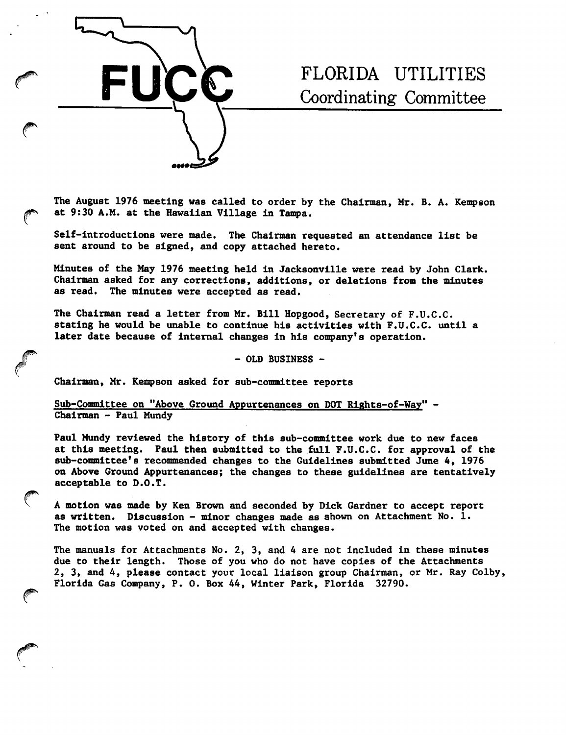# FUCC

# FLORIDA UTILITIES Coordinating Committee

The August 1976 meeting was called to order by the Chairman, Mr. B. A. Kempson at 9:30 A.M. at the Hawaiian Village in Tampa.

Self-introductions were made. The Chairman requested an attendance list be sent around to be signed, and copy attached hereto.

Minutes of the May 1976 meeting held in Jacksonville were read by John Clark. Chairman asked for any corrections, additions, or deletions from the minutes as read. The minutes were accepted as read.

The Chairman read a letter from Mr. Bill Hopgood, Secretary of F.U.C.C. stating he would be unable to continue his activities with F.U.C.C. until a later date because of internal changes in his company's operation.

## - OLD BUSINESS -

Chairman, Mr. Kempson asked for sub-committee reports

<u>Sub-Committee on "Above Ground Appurtenances on DOT Rights-of-Way"</u> - Chairman - Paul Mundy

Paul Mundy reviewed the history of this sub-committee work due to new faces at this meeting. Paul then submitted to the full F.U.C.C. for approval of the sub-committee's recommended changes to the Guidelines submitted June 4, 1976 on Above Ground Appurtenances; the changes to these guidelines are tentatively acceptable to D.O.T.

A motion was made by Ken Brown and seconded by Dick Gardner to accept report as written. Discussion - minor changes made as shown on Attachment No. 1. The motion was voted on and accepted with changes.

The manuals for Attachments No. 2, 3, and 4 are not included in these minutes due to their length. Those of you who do not have copies of the Attachments 2, 3, and 4, please contact your local liaison group Chairman, or Mr. Ray Colby, Florida Gas Company, P. O. Box 44, Winter Park, Florida 32790.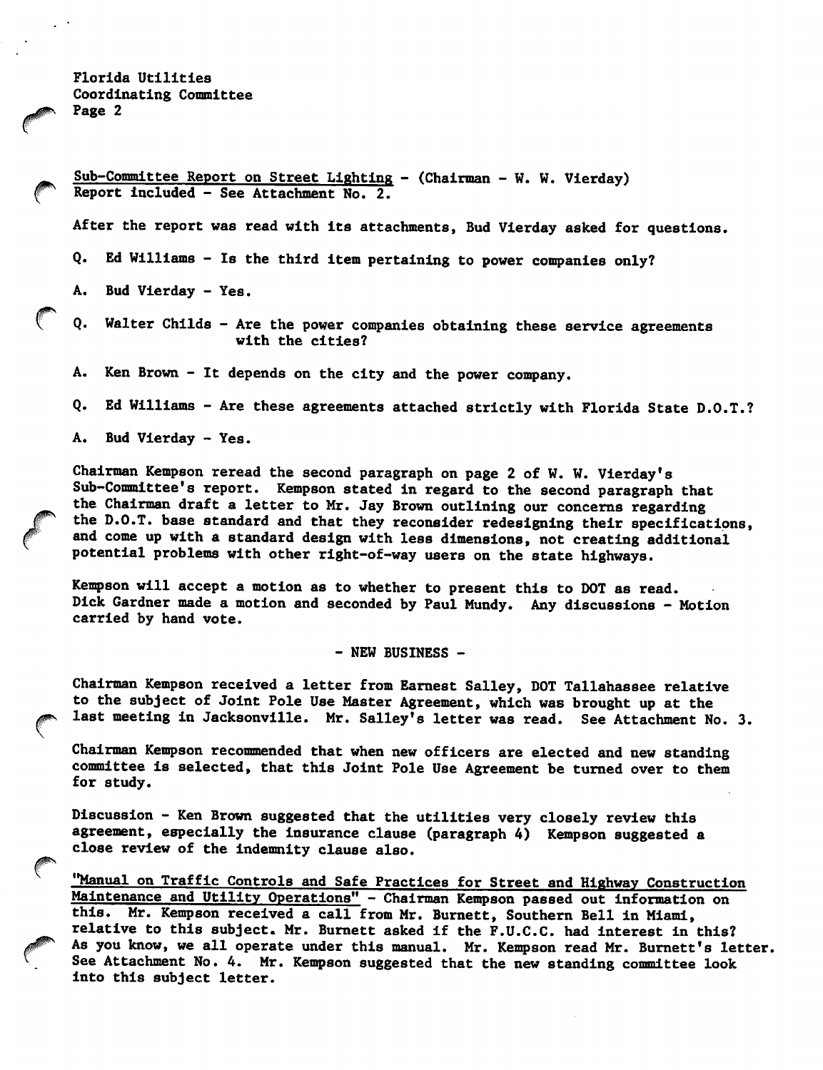Sub-Committee Report on Street Lighting - (Chairman - W. W. Vierday)
Report included - See Attachment No. 2.

After the report was read with its attachments, Bud Vierday asked for questions.

Q. Ed Williams - Is the third item pertaining to power companies only?

A. Bud Vierday - Yes.

Q. Walter Childs - Are the power companies obtaining these service agreements with the cities?

A. Ken Brown - It depends on the city and the power company.

Q. Ed Williams - Are these agreements attached strictly with Florida State D.O.T.?

A. Bud Vierday - Yes.

Chairman Kempson reread the second paragraph on page 2 of W. W. Vierday's Sub-Committee's report. Kempson stated in regard to the second paragraph that the Chairman draft a letter to Mr. Jay Brown outlining our concerns regarding the D.O.T. base standard and that they reconsider redesigning their specifications, and come up with a standard design with less dimensions, not creating additional potential problems with other right-of-way users on the state highways.

Kempson will accept a motion as to whether to present this to DOT as read. Dick Gardner made a motion and seconded by Paul Mundy. Any discussions - Motion carried by hand vote.

- NEW BUSINESS -

Chairman Kempson received a letter from Earnest Salley, DOT Tallahassee relative to the subject of Joint Pole Use Master Agreement, which was brought up at the last meeting in Jacksonville. Mr. Salley's letter was read. See Attachment No. 3.

Chairman Kempson recommended that when new officers are elected and new standing committee is selected, that this Joint Pole Use Agreement be turned over to them for study.

Discussion - Ken Brown suggested that the utilities very closely review this agreement, especially the insurance clause (paragraph 4) Kempson suggested a close review of the indemnity clause also.

"Manual on Traffic Controls and Safe Practices for Street and Highway Construction Maintenance and Utility Operations" - Chairman Kempson passed out information on this. Mr. Kempson received a call from Mr. Burnett, Southern Bell in Miami, relative to this subject. Mr. Burnett asked if the F.U.C.C. had interest in this? As you know, we all operate under this manual. Mr. Kempson read Mr. Burnett's letter. See Attachment No. 4. Mr. Kempson suggested that the new standing committee look into this subject letter.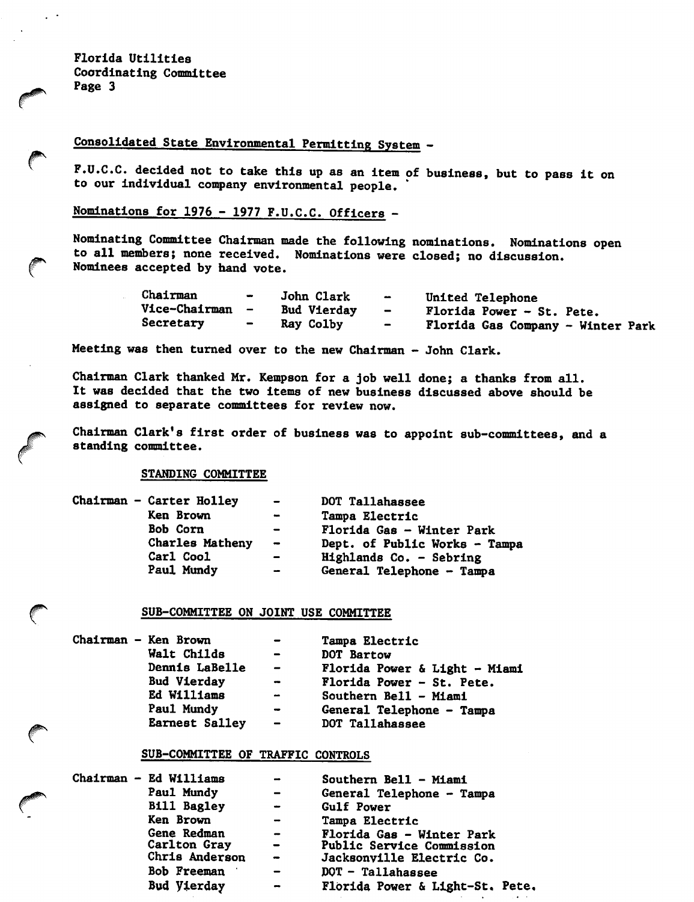Consolidated State Environmental Permitting System -

F.U.C.C. decided not to take this up as an item of business, but to pass it on to our individual company environmental people.

Nominations for 1976 - 1977 F.U.C.C. Officers -

Nominating Committee Chairman made the following nominations. Nominations open to all members; none received. Nominations were closed; no discussion. Nominees accepted by hand vote.

| | | |
|---|---|---|
| Chairman | John Clark | United Telephone |
| Vice-Chairman | Bud Vierday | Florida Power - St. Pete. |
| Secretary | Ray Colby | Florida Gas Company - Winter Park |

Meeting was then turned over to the new Chairman - John Clark.

Chairman Clark thanked Mr. Kempson for a job well done; a thanks from all. It was decided that the two items of new business discussed above should be assigned to separate committees for review now.

Chairman Clark's first order of business was to appoint sub-committees, and a standing committee.

STANDING COMMITTEE

| | | |
|---|---|---|
| Chairman | Carter Holley | DOT Tallahassee |
| | Ken Brown | Tampa Electric |
| | Bob Corn | Florida Gas - Winter Park |
| | Charles Matheny | Dept. of Public Works - Tampa |
| | Carl Cool | Highlands Co. - Sebring |
| | Paul Mundy | General Telephone - Tampa |

SUB-COMMITTEE ON JOINT USE COMMITTEE

| | | |
|---|---|---|
| Chairman | Ken Brown | Tampa Electric |
| | Walt Childs | DOT Bartow |
| | Dennis LaBelle | Florida Power & Light - Miami |
| | Bud Vierday | Florida Power - St. Pete. |
| | Ed Williams | Southern Bell - Miami |
| | Paul Mundy | General Telephone - Tampa |
| | Earnest Salley | DOT Tallahassee |

SUB-COMMITTEE OF TRAFFIC CONTROLS

| | | |
|---|---|---|
| Chairman | Ed Williams | Southern Bell - Miami |
| | Paul Mundy | General Telephone - Tampa |
| | Bill Bagley | Gulf Power |
| | Ken Brown | Tampa Electric |
| | Gene Redman | Florida Gas - Winter Park |
| | Carlton Gray | Public Service Commission |
| | Chris Anderson | Jacksonville Electric Co. |
| | Bob Freeman | DOT - Tallahassee |
| | Bud Vierday | Florida Power & Light-St. Pete. |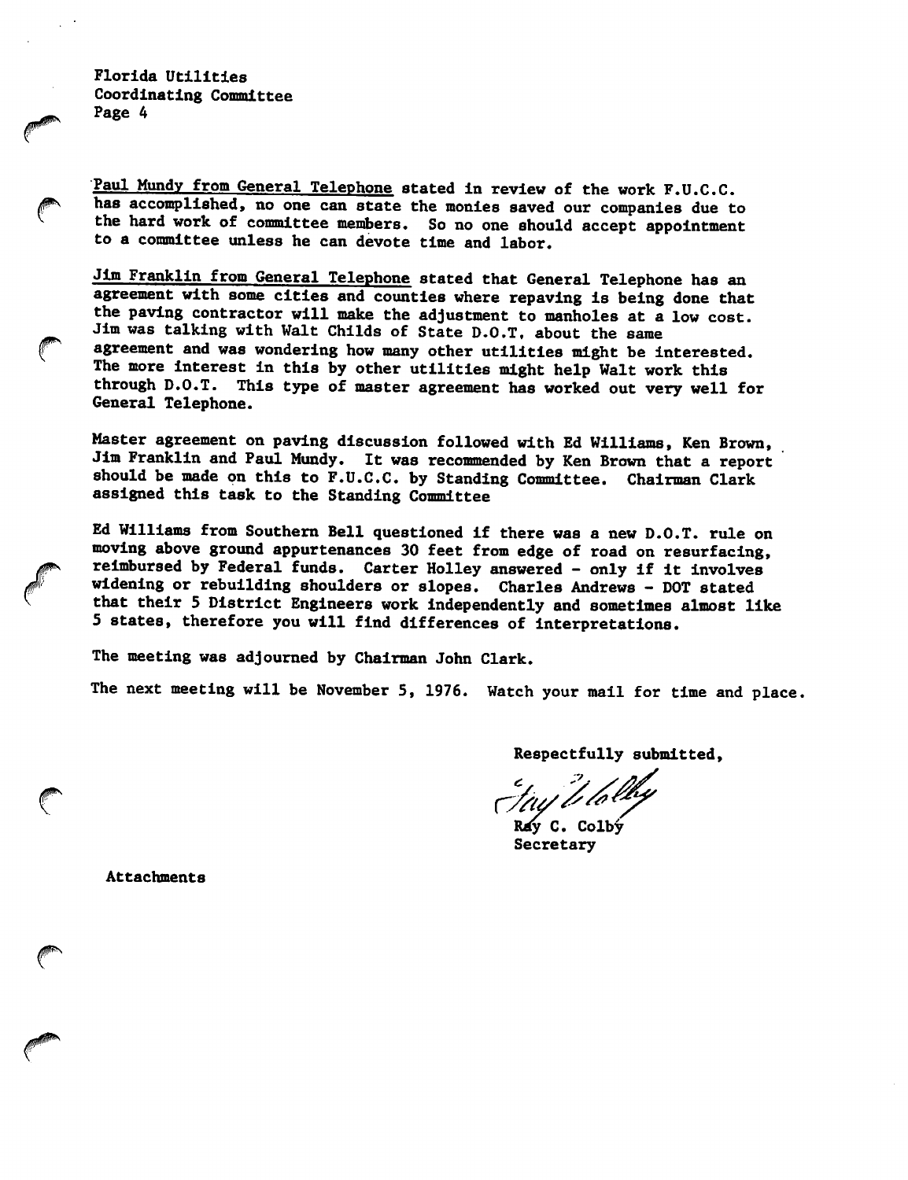Paul Mundy from General Telephone stated in review of the work F.U.C.C. has accomplished, no one can state the monies saved our companies due to the hard work of committee members. So no one should accept appointment to a committee unless he can devote time and labor.

Jim Franklin from General Telephone stated that General Telephone has an agreement with some cities and counties where repaving is being done that the paving contractor will make the adjustment to manholes at a low cost. Jim was talking with Walt Childs of State D.O.T. about the same agreement and was wondering how many other utilities might be interested. The more interest in this by other utilities might help Walt work this through D.O.T. This type of master agreement has worked out very well for General Telephone.

Master agreement on paving discussion followed with Ed Williams, Ken Brown, Jim Franklin and Paul Mundy. It was recommended by Ken Brown that a report should be made on this to F.U.C.C. by Standing Committee. Chairman Clark assigned this task to the Standing Committee

Ed Williams from Southern Bell questioned if there was a new D.O.T. rule on moving above ground appurtenances 30 feet from edge of road on resurfacing, reimbursed by Federal funds. Carter Holley answered - only if it involves widening or rebuilding shoulders or slopes. Charles Andrews - DOT stated that their 5 District Engineers work independently and sometimes almost like 5 states, therefore you will find differences of interpretations.

The meeting was adjourned by Chairman John Clark.

The next meeting will be November 5, 1976. Watch your mail for time and place.

Respectfully submitted,

Ray C. Colby
Secretary

Attachments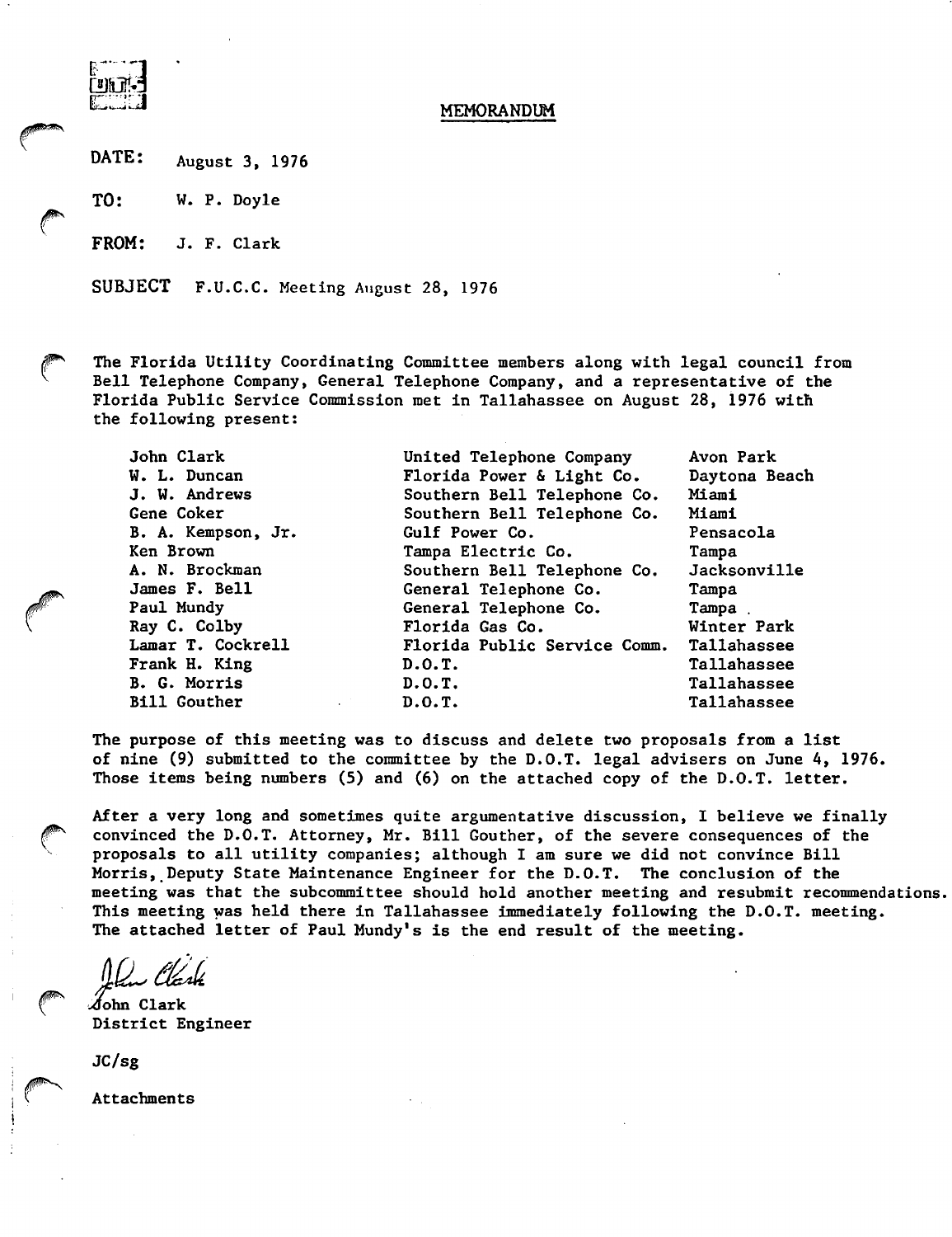# MEMORANDUM

**DATE:** August 3, 1976

**TO:** W. P. Doyle

**FROM:** J. F. Clark

**SUBJECT** F.U.C.C. Meeting August 28, 1976

The Florida Utility Coordinating Committee members along with legal council from Bell Telephone Company, General Telephone Company, and a representative of the Florida Public Service Commission met in Tallahassee on August 28, 1976 with the following present:

| | | |
|---|---|---|
| John Clark | United Telephone Company | Avon Park |
| W. L. Duncan | Florida Power & Light Co. | Daytona Beach |
| J. W. Andrews | Southern Bell Telephone Co. | Miami |
| Gene Coker | Southern Bell Telephone Co. | Miami |
| B. A. Kempson, Jr. | Gulf Power Co. | Pensacola |
| Ken Brown | Tampa Electric Co. | Tampa |
| A. N. Brockman | Southern Bell Telephone Co. | Jacksonville |
| James F. Bell | General Telephone Co. | Tampa |
| Paul Mundy | General Telephone Co. | Tampa |
| Ray C. Colby | Florida Gas Co. | Winter Park |
| Lamar T. Cockrell | Florida Public Service Comm. | Tallahassee |
| Frank H. King | D.O.T. | Tallahassee |
| B. G. Morris | D.O.T. | Tallahassee |
| Bill Gouther | D.O.T. | Tallahassee |

The purpose of this meeting was to discuss and delete two proposals from a list of nine (9) submitted to the committee by the D.O.T. legal advisers on June 4, 1976. Those items being numbers (5) and (6) on the attached copy of the D.O.T. letter.

After a very long and sometimes quite argumentative discussion, I believe we finally convinced the D.O.T. Attorney, Mr. Bill Gouther, of the severe consequences of the proposals to all utility companies; although I am sure we did not convince Bill Morris, Deputy State Maintenance Engineer for the D.O.T. The conclusion of the meeting was that the subcommittee should hold another meeting and resubmit recommendations. This meeting was held there in Tallahassee immediately following the D.O.T. meeting. The attached letter of Paul Mundy's is the end result of the meeting.

John Clark
District Engineer

JC/sg

Attachments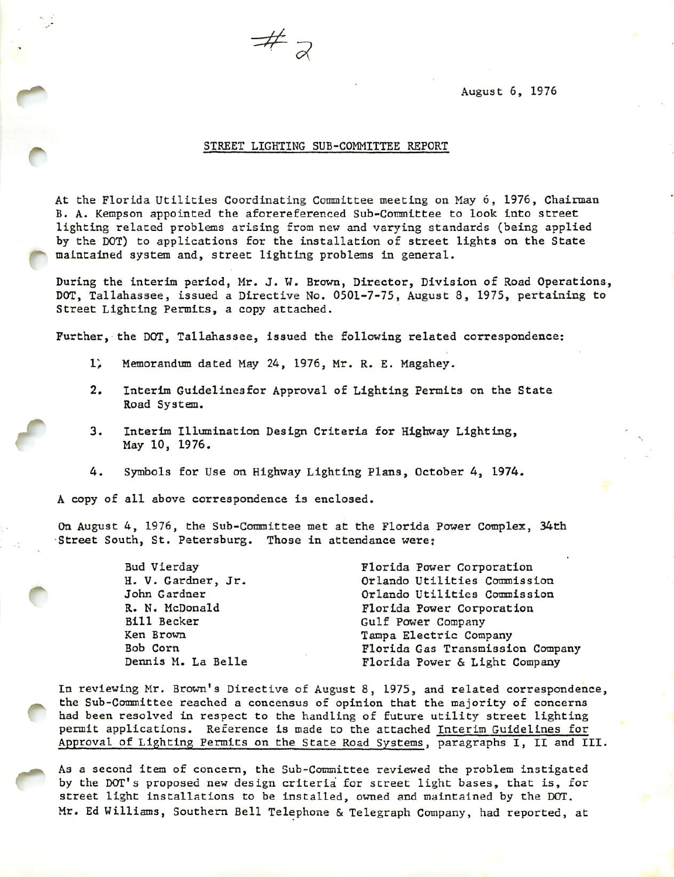#2

August 6, 1976

STREET LIGHTING SUB-COMMITTEE REPORT

At the Florida Utilities Coordinating Committee meeting on May 6, 1976, Chairman B. A. Kempson appointed the aforereferenced Sub-Committee to look into street lighting related problems arising from new and varying standards (being applied by the DOT) to applications for the installation of street lights on the State maintained system and, street lighting problems in general.

During the interim period, Mr. J. W. Brown, Director, Division of Road Operations, DOT, Tallahassee, issued a Directive No. 0501-7-75, August 8, 1975, pertaining to Street Lighting Permits, a copy attached.

Further, the DOT, Tallahassee, issued the following related correspondence:

1. Memorandum dated May 24, 1976, Mr. R. E. Magahey.
2. Interim Guidelinesfor Approval of Lighting Permits on the State Road System.
3. Interim Illumination Design Criteria for Highway Lighting, May 10, 1976.
4. Symbols for Use on Highway Lighting Plans, October 4, 1974.

A copy of all above correspondence is enclosed.

On August 4, 1976, the Sub-Committee met at the Florida Power Complex, 34th Street South, St. Petersburg. Those in attendance were:

| | |
|---|---|
| Bud Vierday | Florida Power Corporation |
| H. V. Gardner, Jr. | Orlando Utilities Commission |
| John Gardner | Orlando Utilities Commission |
| R. N. McDonald | Florida Power Corporation |
| Bill Becker | Gulf Power Company |
| Ken Brown | Tampa Electric Company |
| Bob Corn | Florida Gas Transmission Company |
| Dennis M. La Belle | Florida Power & Light Company |

In reviewing Mr. Brown's Directive of August 8, 1975, and related correspondence, the Sub-Committee reached a concensus of opinion that the majority of concerns had been resolved in respect to the handling of future utility street lighting permit applications. Reference is made to the attached Interim Guidelines for Approval of Lighting Permits on the State Road Systems, paragraphs I, II and III.

As a second item of concern, the Sub-Committee reviewed the problem instigated by the DOT's proposed new design criteria for street light bases, that is, for street light installations to be installed, owned and maintained by the DOT. Mr. Ed Williams, Southern Bell Telephone & Telegraph Company, had reported, at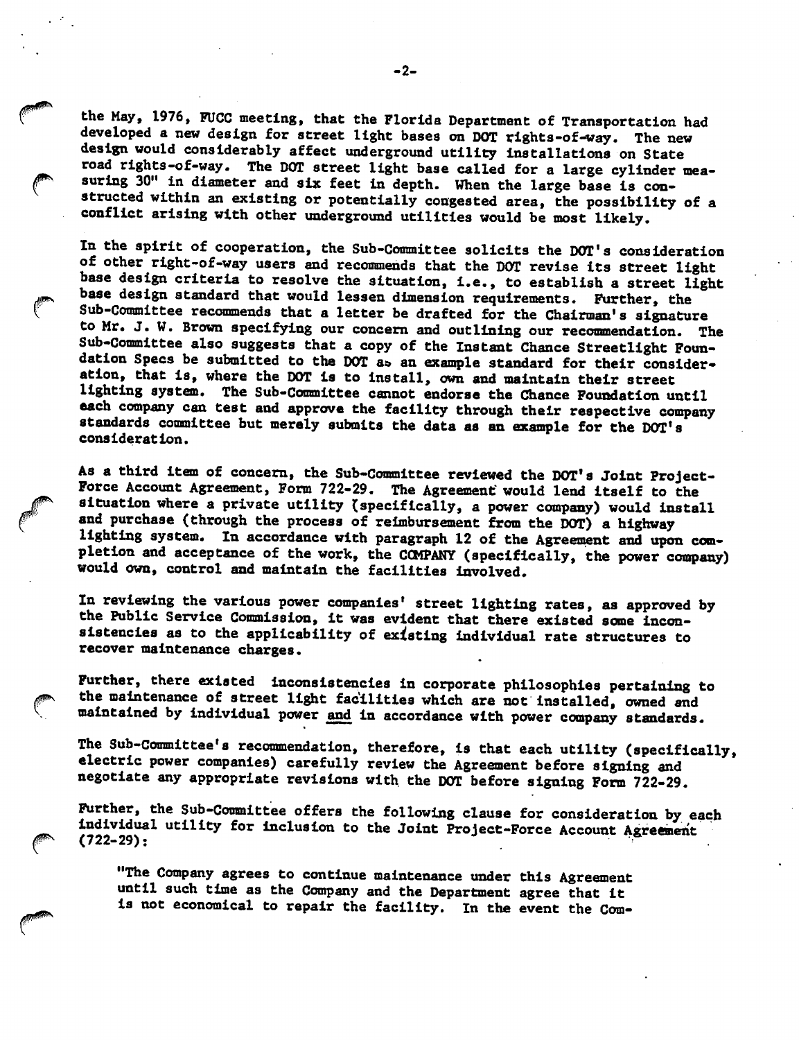the May, 1976, FUCC meeting, that the Florida Department of Transportation had developed a new design for street light bases on DOT rights-of-way. The new design would considerably affect underground utility installations on State road rights-of-way. The DOT street light base called for a large cylinder measuring 30" in diameter and six feet in depth. When the large base is constructed within an existing or potentially congested area, the possibility of a conflict arising with other underground utilities would be most likely.

In the spirit of cooperation, the Sub-Committee solicits the DOT's consideration of other right-of-way users and recommends that the DOT revise its street light base design criteria to resolve the situation, i.e., to establish a street light base design standard that would lessen dimension requirements. Further, the Sub-Committee recommends that a letter be drafted for the Chairman's signature to Mr. J. W. Brown specifying our concern and outlining our recommendation. The Sub-Committee also suggests that a copy of the Instant Chance Streetlight Foundation Specs be submitted to the DOT as an example standard for their consideration, that is, where the DOT is to install, own and maintain their street lighting system. The Sub-Committee cannot endorse the Chance Foundation until each company can test and approve the facility through their respective company standards committee but merely submits the data as an example for the DOT's consideration.

As a third item of concern, the Sub-Committee reviewed the DOT's Joint Project-Force Account Agreement, Form 722-29. The Agreement would lend itself to the situation where a private utility (specifically, a power company) would install and purchase (through the process of reimbursement from the DOT) a highway lighting system. In accordance with paragraph 12 of the Agreement and upon completion and acceptance of the work, the COMPANY (specifically, the power company) would own, control and maintain the facilities involved.

In reviewing the various power companies' street lighting rates, as approved by the Public Service Commission, it was evident that there existed some inconsistencies as to the applicability of existing individual rate structures to recover maintenance charges.

Further, there existed inconsistencies in corporate philosophies pertaining to the maintenance of street light facilities which are not installed, owned and maintained by individual power and in accordance with power company standards.

The Sub-Committee's recommendation, therefore, is that each utility (specifically, electric power companies) carefully review the Agreement before signing and negotiate any appropriate revisions with the DOT before signing Form 722-29.

Further, the Sub-Committee offers the following clause for consideration by each individual utility for inclusion to the Joint Project-Force Account Agreement (722-29):

"The Company agrees to continue maintenance under this Agreement until such time as the Company and the Department agree that it is not economical to repair the facility. In the event the Com-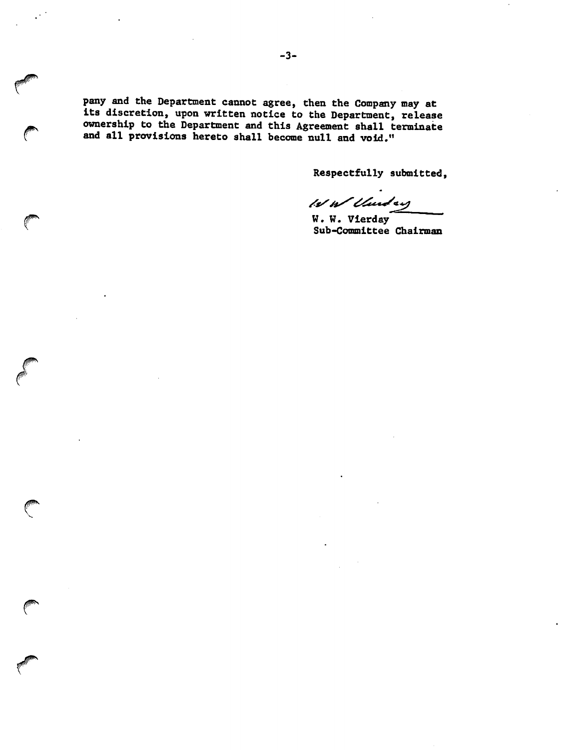pany and the Department cannot agree, then the Company may at its discretion, upon written notice to the Department, release ownership to the Department and this Agreement shall terminate and all provisions hereto shall become null and void."

Respectfully submitted,

/s/ W. W. Vierday

W. W. Vierday
Sub-Committee Chairman